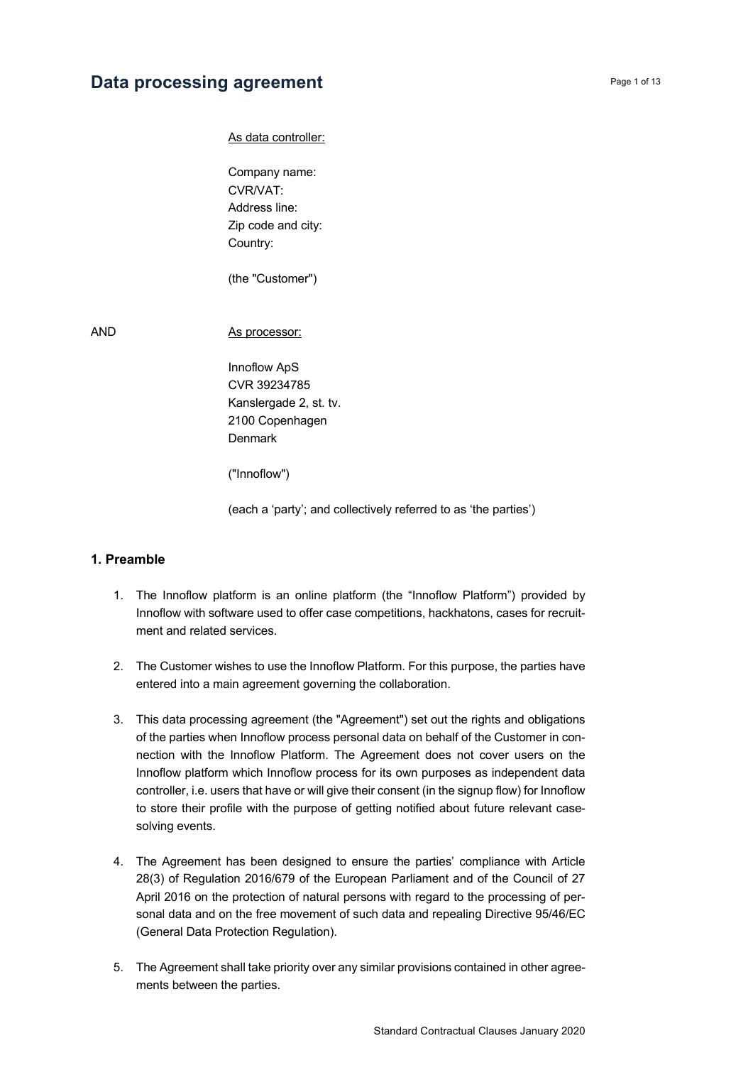# Data processing agreement

As data controller:

Company name:
CVR/VAT:
Address line:
Zip code and city:
Country:

(the "Customer")

AND

As processor:

Innoflow ApS
CVR 39234785
Kanslergade 2, st. tv.
2100 Copenhagen
Denmark

("Innoflow")

(each a 'party'; and collectively referred to as 'the parties')

## 1. Preamble

1. The Innoflow platform is an online platform (the "Innoflow Platform") provided by Innoflow with software used to offer case competitions, hackhatons, cases for recruitment and related services.

2. The Customer wishes to use the Innoflow Platform. For this purpose, the parties have entered into a main agreement governing the collaboration.

3. This data processing agreement (the "Agreement") set out the rights and obligations of the parties when Innoflow process personal data on behalf of the Customer in connection with the Innoflow Platform. The Agreement does not cover users on the Innoflow platform which Innoflow process for its own purposes as independent data controller, i.e. users that have or will give their consent (in the signup flow) for Innoflow to store their profile with the purpose of getting notified about future relevant case-solving events.

4. The Agreement has been designed to ensure the parties' compliance with Article 28(3) of Regulation 2016/679 of the European Parliament and of the Council of 27 April 2016 on the protection of natural persons with regard to the processing of personal data and on the free movement of such data and repealing Directive 95/46/EC (General Data Protection Regulation).

5. The Agreement shall take priority over any similar provisions contained in other agreements between the parties.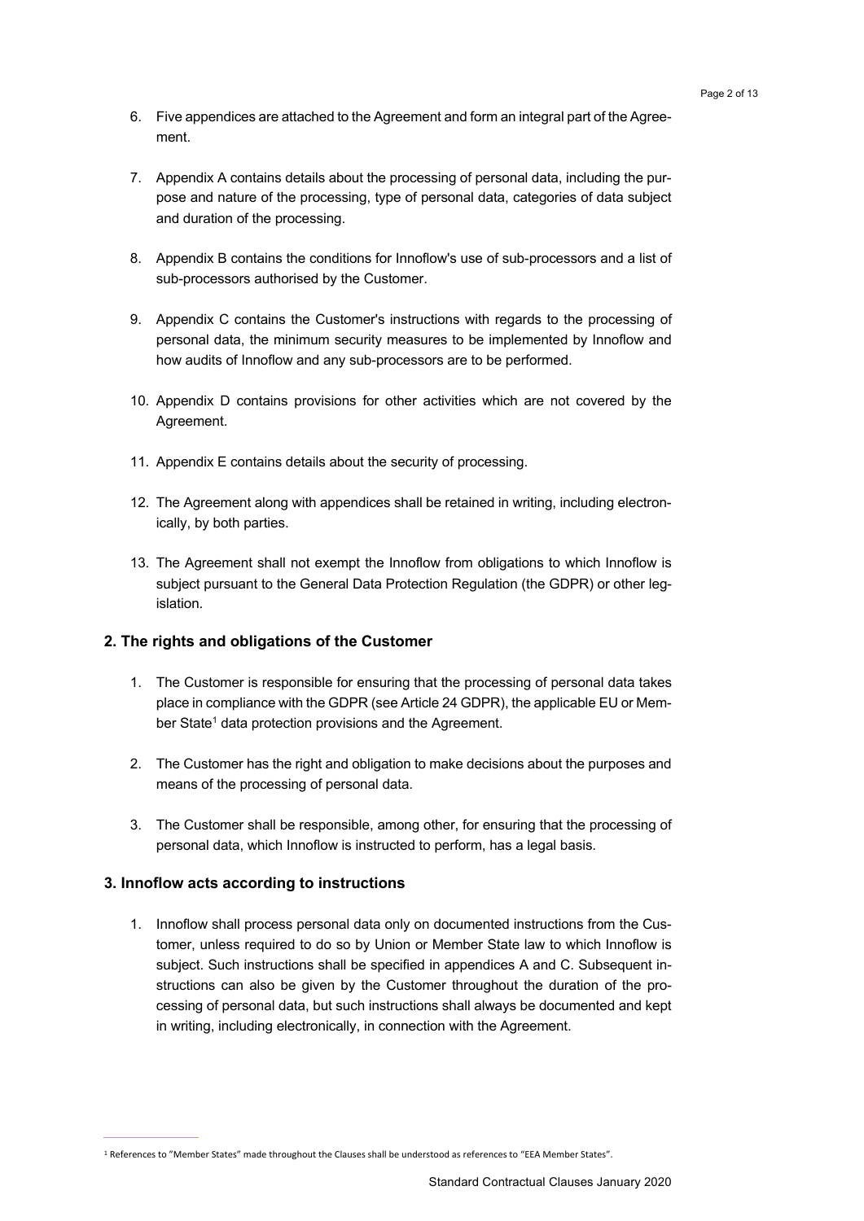6. Five appendices are attached to the Agreement and form an integral part of the Agreement.

7. Appendix A contains details about the processing of personal data, including the purpose and nature of the processing, type of personal data, categories of data subject and duration of the processing.

8. Appendix B contains the conditions for Innoflow's use of sub-processors and a list of sub-processors authorised by the Customer.

9. Appendix C contains the Customer's instructions with regards to the processing of personal data, the minimum security measures to be implemented by Innoflow and how audits of Innoflow and any sub-processors are to be performed.

10. Appendix D contains provisions for other activities which are not covered by the Agreement.

11. Appendix E contains details about the security of processing.

12. The Agreement along with appendices shall be retained in writing, including electronically, by both parties.

13. The Agreement shall not exempt the Innoflow from obligations to which Innoflow is subject pursuant to the General Data Protection Regulation (the GDPR) or other legislation.

## 2. The rights and obligations of the Customer

1. The Customer is responsible for ensuring that the processing of personal data takes place in compliance with the GDPR (see Article 24 GDPR), the applicable EU or Member State[1] data protection provisions and the Agreement.

2. The Customer has the right and obligation to make decisions about the purposes and means of the processing of personal data.

3. The Customer shall be responsible, among other, for ensuring that the processing of personal data, which Innoflow is instructed to perform, has a legal basis.

## 3. Innoflow acts according to instructions

1. Innoflow shall process personal data only on documented instructions from the Customer, unless required to do so by Union or Member State law to which Innoflow is subject. Such instructions shall be specified in appendices A and C. Subsequent instructions can also be given by the Customer throughout the duration of the processing of personal data, but such instructions shall always be documented and kept in writing, including electronically, in connection with the Agreement.

[1] References to "Member States" made throughout the Clauses shall be understood as references to "EEA Member States".

Standard Contractual Clauses January 2020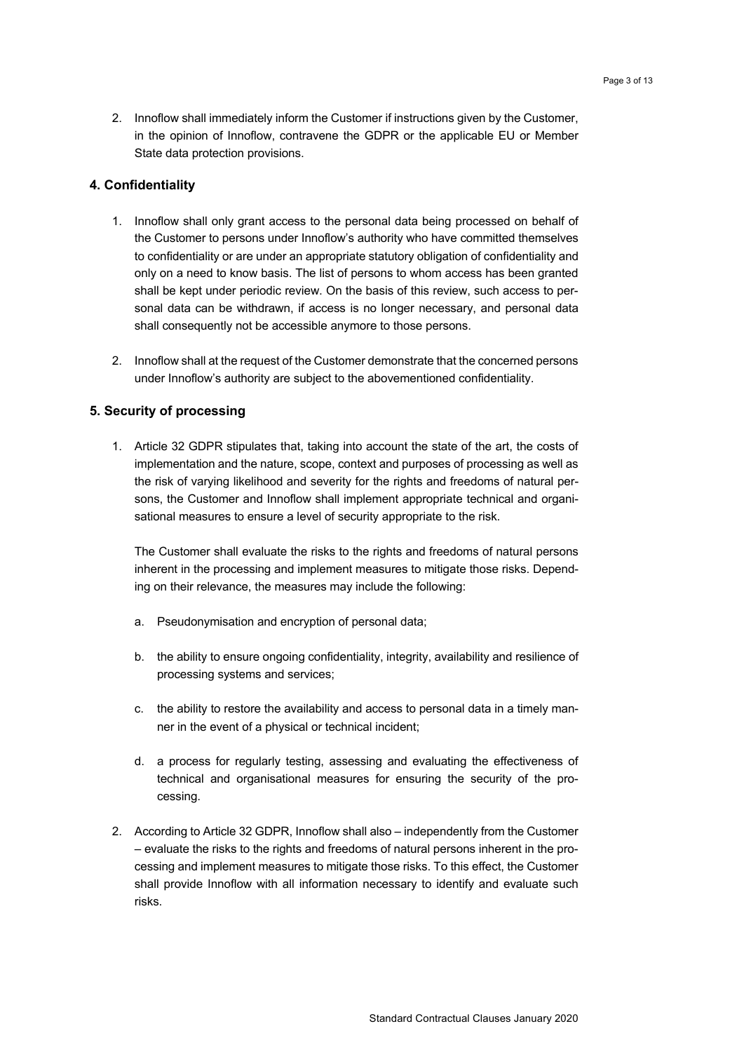2. Innoflow shall immediately inform the Customer if instructions given by the Customer, in the opinion of Innoflow, contravene the GDPR or the applicable EU or Member State data protection provisions.

## 4. Confidentiality

1. Innoflow shall only grant access to the personal data being processed on behalf of the Customer to persons under Innoflow's authority who have committed themselves to confidentiality or are under an appropriate statutory obligation of confidentiality and only on a need to know basis. The list of persons to whom access has been granted shall be kept under periodic review. On the basis of this review, such access to personal data can be withdrawn, if access is no longer necessary, and personal data shall consequently not be accessible anymore to those persons.

2. Innoflow shall at the request of the Customer demonstrate that the concerned persons under Innoflow's authority are subject to the abovementioned confidentiality.

## 5. Security of processing

1. Article 32 GDPR stipulates that, taking into account the state of the art, the costs of implementation and the nature, scope, context and purposes of processing as well as the risk of varying likelihood and severity for the rights and freedoms of natural persons, the Customer and Innoflow shall implement appropriate technical and organisational measures to ensure a level of security appropriate to the risk.

   The Customer shall evaluate the risks to the rights and freedoms of natural persons inherent in the processing and implement measures to mitigate those risks. Depending on their relevance, the measures may include the following:

   a. Pseudonymisation and encryption of personal data;

   b. the ability to ensure ongoing confidentiality, integrity, availability and resilience of processing systems and services;

   c. the ability to restore the availability and access to personal data in a timely manner in the event of a physical or technical incident;

   d. a process for regularly testing, assessing and evaluating the effectiveness of technical and organisational measures for ensuring the security of the processing.

2. According to Article 32 GDPR, Innoflow shall also – independently from the Customer – evaluate the risks to the rights and freedoms of natural persons inherent in the processing and implement measures to mitigate those risks. To this effect, the Customer shall provide Innoflow with all information necessary to identify and evaluate such risks.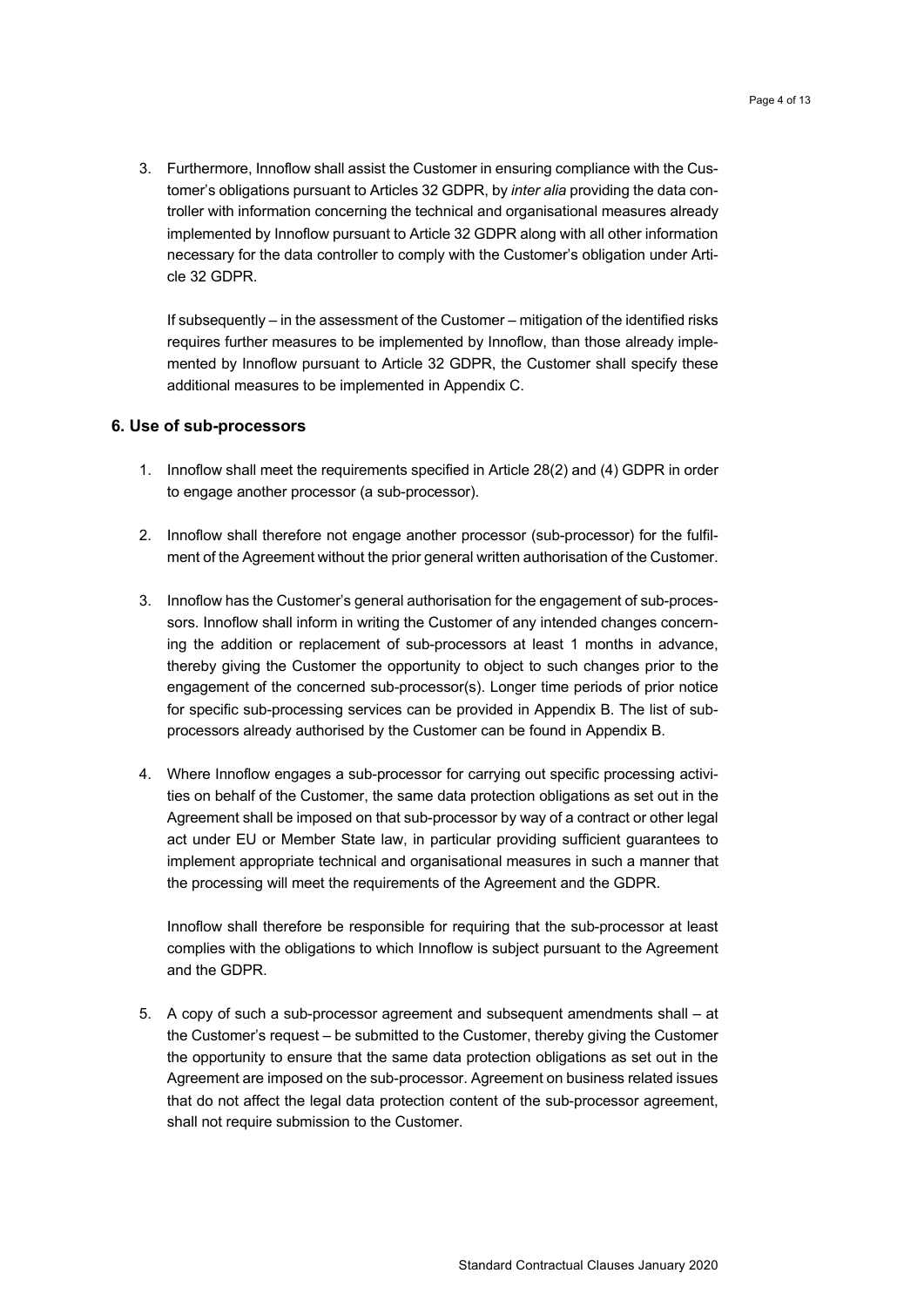3. Furthermore, Innoflow shall assist the Customer in ensuring compliance with the Customer's obligations pursuant to Articles 32 GDPR, by *inter alia* providing the data controller with information concerning the technical and organisational measures already implemented by Innoflow pursuant to Article 32 GDPR along with all other information necessary for the data controller to comply with the Customer's obligation under Article 32 GDPR.

   If subsequently – in the assessment of the Customer – mitigation of the identified risks requires further measures to be implemented by Innoflow, than those already implemented by Innoflow pursuant to Article 32 GDPR, the Customer shall specify these additional measures to be implemented in Appendix C.

### 6. Use of sub-processors

1. Innoflow shall meet the requirements specified in Article 28(2) and (4) GDPR in order to engage another processor (a sub-processor).

2. Innoflow shall therefore not engage another processor (sub-processor) for the fulfilment of the Agreement without the prior general written authorisation of the Customer.

3. Innoflow has the Customer's general authorisation for the engagement of sub-processors. Innoflow shall inform in writing the Customer of any intended changes concerning the addition or replacement of sub-processors at least 1 months in advance, thereby giving the Customer the opportunity to object to such changes prior to the engagement of the concerned sub-processor(s). Longer time periods of prior notice for specific sub-processing services can be provided in Appendix B. The list of sub-processors already authorised by the Customer can be found in Appendix B.

4. Where Innoflow engages a sub-processor for carrying out specific processing activities on behalf of the Customer, the same data protection obligations as set out in the Agreement shall be imposed on that sub-processor by way of a contract or other legal act under EU or Member State law, in particular providing sufficient guarantees to implement appropriate technical and organisational measures in such a manner that the processing will meet the requirements of the Agreement and the GDPR.

   Innoflow shall therefore be responsible for requiring that the sub-processor at least complies with the obligations to which Innoflow is subject pursuant to the Agreement and the GDPR.

5. A copy of such a sub-processor agreement and subsequent amendments shall – at the Customer's request – be submitted to the Customer, thereby giving the Customer the opportunity to ensure that the same data protection obligations as set out in the Agreement are imposed on the sub-processor. Agreement on business related issues that do not affect the legal data protection content of the sub-processor agreement, shall not require submission to the Customer.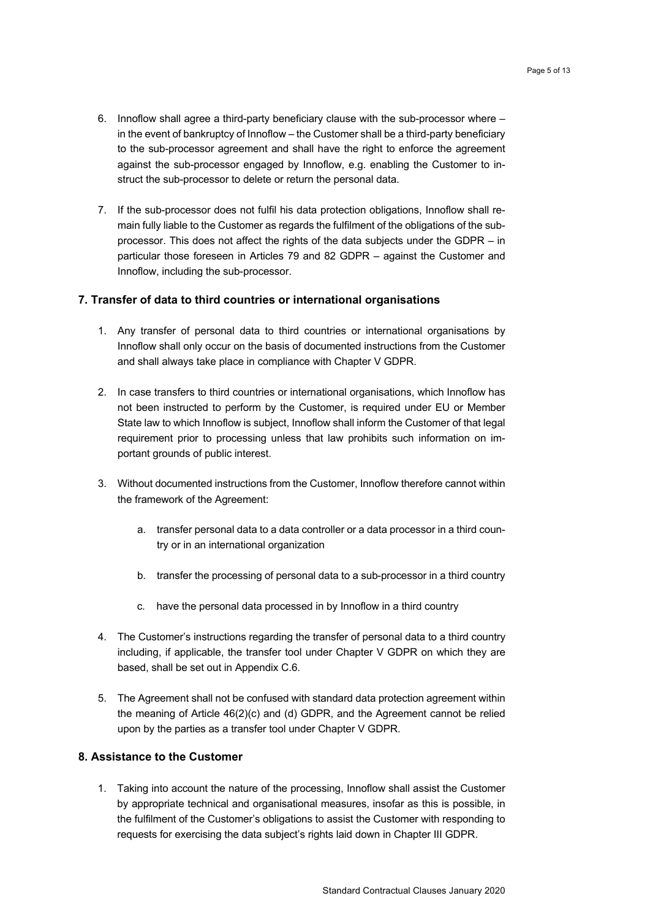6. Innoflow shall agree a third-party beneficiary clause with the sub-processor where – in the event of bankruptcy of Innoflow – the Customer shall be a third-party beneficiary to the sub-processor agreement and shall have the right to enforce the agreement against the sub-processor engaged by Innoflow, e.g. enabling the Customer to instruct the sub-processor to delete or return the personal data.

7. If the sub-processor does not fulfil his data protection obligations, Innoflow shall remain fully liable to the Customer as regards the fulfilment of the obligations of the sub-processor. This does not affect the rights of the data subjects under the GDPR – in particular those foreseen in Articles 79 and 82 GDPR – against the Customer and Innoflow, including the sub-processor.

## 7. Transfer of data to third countries or international organisations

1. Any transfer of personal data to third countries or international organisations by Innoflow shall only occur on the basis of documented instructions from the Customer and shall always take place in compliance with Chapter V GDPR.

2. In case transfers to third countries or international organisations, which Innoflow has not been instructed to perform by the Customer, is required under EU or Member State law to which Innoflow is subject, Innoflow shall inform the Customer of that legal requirement prior to processing unless that law prohibits such information on important grounds of public interest.

3. Without documented instructions from the Customer, Innoflow therefore cannot within the framework of the Agreement:

   a. transfer personal data to a data controller or a data processor in a third country or in an international organization

   b. transfer the processing of personal data to a sub-processor in a third country

   c. have the personal data processed in by Innoflow in a third country

4. The Customer's instructions regarding the transfer of personal data to a third country including, if applicable, the transfer tool under Chapter V GDPR on which they are based, shall be set out in Appendix C.6.

5. The Agreement shall not be confused with standard data protection agreement within the meaning of Article 46(2)(c) and (d) GDPR, and the Agreement cannot be relied upon by the parties as a transfer tool under Chapter V GDPR.

## 8. Assistance to the Customer

1. Taking into account the nature of the processing, Innoflow shall assist the Customer by appropriate technical and organisational measures, insofar as this is possible, in the fulfilment of the Customer's obligations to assist the Customer with responding to requests for exercising the data subject's rights laid down in Chapter III GDPR.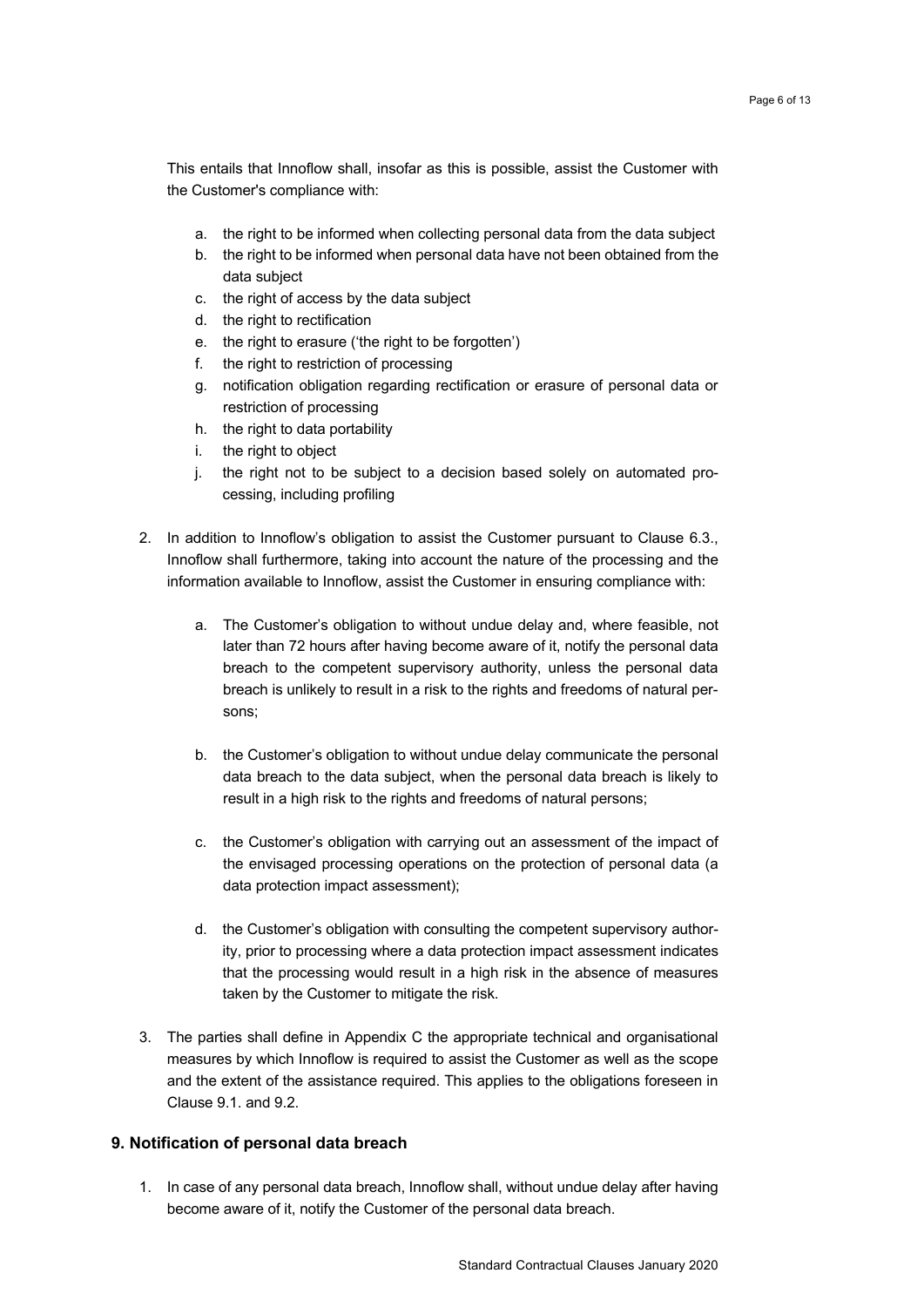This entails that Innoflow shall, insofar as this is possible, assist the Customer with the Customer's compliance with:

a. the right to be informed when collecting personal data from the data subject
b. the right to be informed when personal data have not been obtained from the data subject
c. the right of access by the data subject
d. the right to rectification
e. the right to erasure ('the right to be forgotten')
f. the right to restriction of processing
g. notification obligation regarding rectification or erasure of personal data or restriction of processing
h. the right to data portability
i. the right to object
j. the right not to be subject to a decision based solely on automated processing, including profiling

2. In addition to Innoflow's obligation to assist the Customer pursuant to Clause 6.3., Innoflow shall furthermore, taking into account the nature of the processing and the information available to Innoflow, assist the Customer in ensuring compliance with:

   a. The Customer's obligation to without undue delay and, where feasible, not later than 72 hours after having become aware of it, notify the personal data breach to the competent supervisory authority, unless the personal data breach is unlikely to result in a risk to the rights and freedoms of natural persons;

   b. the Customer's obligation to without undue delay communicate the personal data breach to the data subject, when the personal data breach is likely to result in a high risk to the rights and freedoms of natural persons;

   c. the Customer's obligation with carrying out an assessment of the impact of the envisaged processing operations on the protection of personal data (a data protection impact assessment);

   d. the Customer's obligation with consulting the competent supervisory authority, prior to processing where a data protection impact assessment indicates that the processing would result in a high risk in the absence of measures taken by the Customer to mitigate the risk.

3. The parties shall define in Appendix C the appropriate technical and organisational measures by which Innoflow is required to assist the Customer as well as the scope and the extent of the assistance required. This applies to the obligations foreseen in Clause 9.1. and 9.2.

## 9. Notification of personal data breach

1. In case of any personal data breach, Innoflow shall, without undue delay after having become aware of it, notify the Customer of the personal data breach.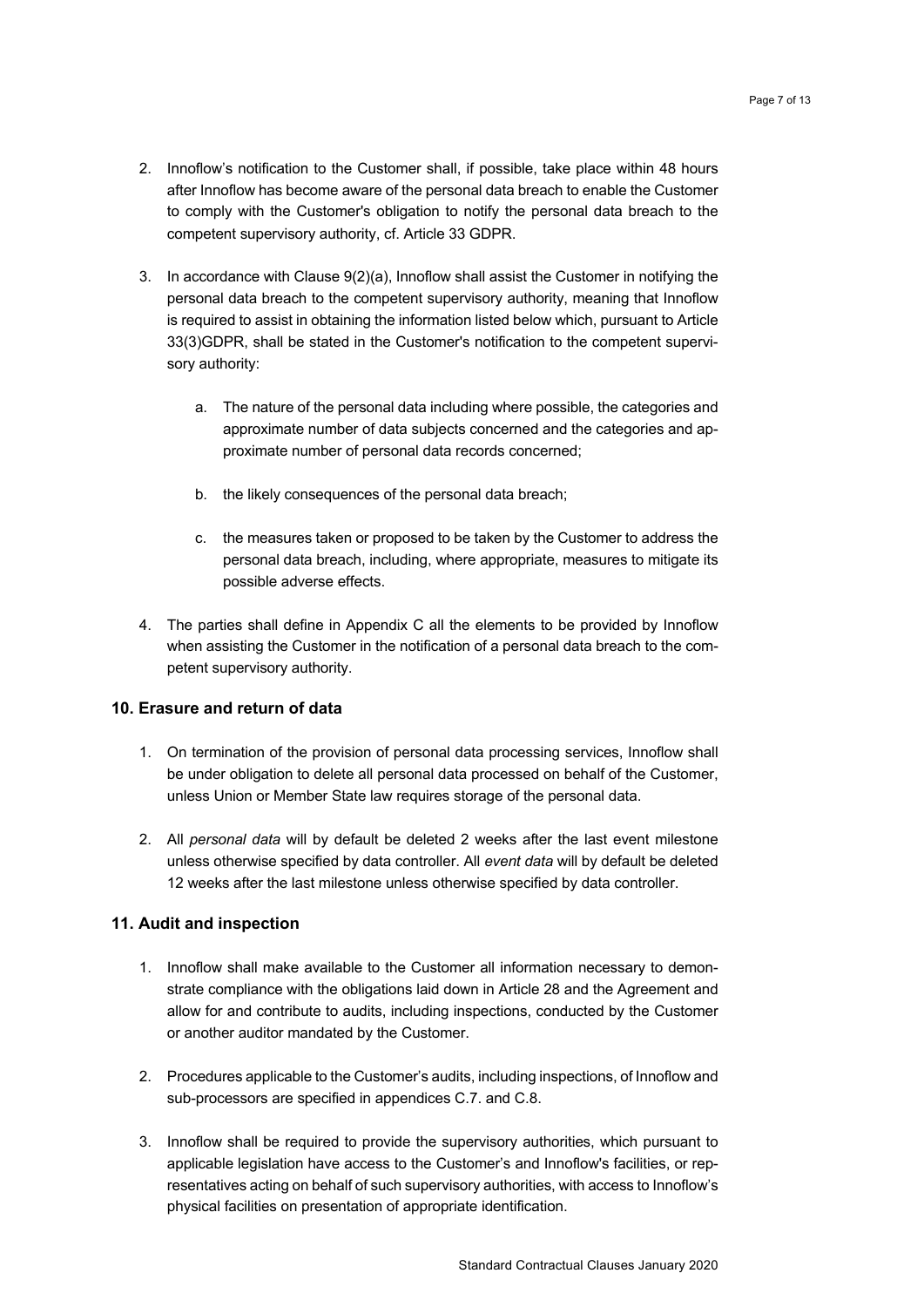2. Innoflow's notification to the Customer shall, if possible, take place within 48 hours after Innoflow has become aware of the personal data breach to enable the Customer to comply with the Customer's obligation to notify the personal data breach to the competent supervisory authority, cf. Article 33 GDPR.

3. In accordance with Clause 9(2)(a), Innoflow shall assist the Customer in notifying the personal data breach to the competent supervisory authority, meaning that Innoflow is required to assist in obtaining the information listed below which, pursuant to Article 33(3)GDPR, shall be stated in the Customer's notification to the competent supervisory authority:

    a. The nature of the personal data including where possible, the categories and approximate number of data subjects concerned and the categories and approximate number of personal data records concerned;

    b. the likely consequences of the personal data breach;

    c. the measures taken or proposed to be taken by the Customer to address the personal data breach, including, where appropriate, measures to mitigate its possible adverse effects.

4. The parties shall define in Appendix C all the elements to be provided by Innoflow when assisting the Customer in the notification of a personal data breach to the competent supervisory authority.

## 10. Erasure and return of data

1. On termination of the provision of personal data processing services, Innoflow shall be under obligation to delete all personal data processed on behalf of the Customer, unless Union or Member State law requires storage of the personal data.

2. All *personal data* will by default be deleted 2 weeks after the last event milestone unless otherwise specified by data controller. All *event data* will by default be deleted 12 weeks after the last milestone unless otherwise specified by data controller.

## 11. Audit and inspection

1. Innoflow shall make available to the Customer all information necessary to demonstrate compliance with the obligations laid down in Article 28 and the Agreement and allow for and contribute to audits, including inspections, conducted by the Customer or another auditor mandated by the Customer.

2. Procedures applicable to the Customer's audits, including inspections, of Innoflow and sub-processors are specified in appendices C.7. and C.8.

3. Innoflow shall be required to provide the supervisory authorities, which pursuant to applicable legislation have access to the Customer's and Innoflow's facilities, or representatives acting on behalf of such supervisory authorities, with access to Innoflow's physical facilities on presentation of appropriate identification.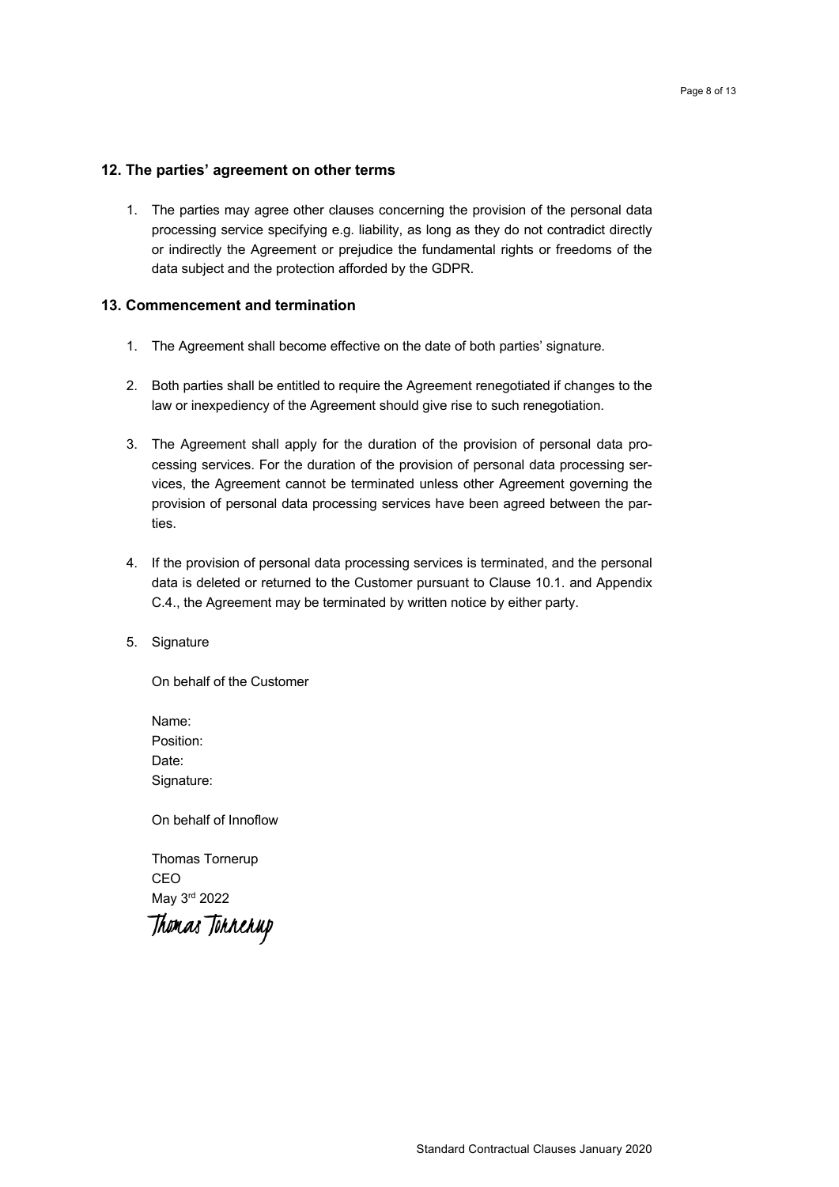## 12. The parties' agreement on other terms

1. The parties may agree other clauses concerning the provision of the personal data processing service specifying e.g. liability, as long as they do not contradict directly or indirectly the Agreement or prejudice the fundamental rights or freedoms of the data subject and the protection afforded by the GDPR.

## 13. Commencement and termination

1. The Agreement shall become effective on the date of both parties' signature.

2. Both parties shall be entitled to require the Agreement renegotiated if changes to the law or inexpediency of the Agreement should give rise to such renegotiation.

3. The Agreement shall apply for the duration of the provision of personal data processing services. For the duration of the provision of personal data processing services, the Agreement cannot be terminated unless other Agreement governing the provision of personal data processing services have been agreed between the parties.

4. If the provision of personal data processing services is terminated, and the personal data is deleted or returned to the Customer pursuant to Clause 10.1. and Appendix C.4., the Agreement may be terminated by written notice by either party.

5. Signature

   On behalf of the Customer

   Name:
   Position:
   Date:
   Signature:

   On behalf of Innoflow

   Thomas Tornerup
   CEO
   May 3rd 2022
   Thomas Tornerup

Standard Contractual Clauses January 2020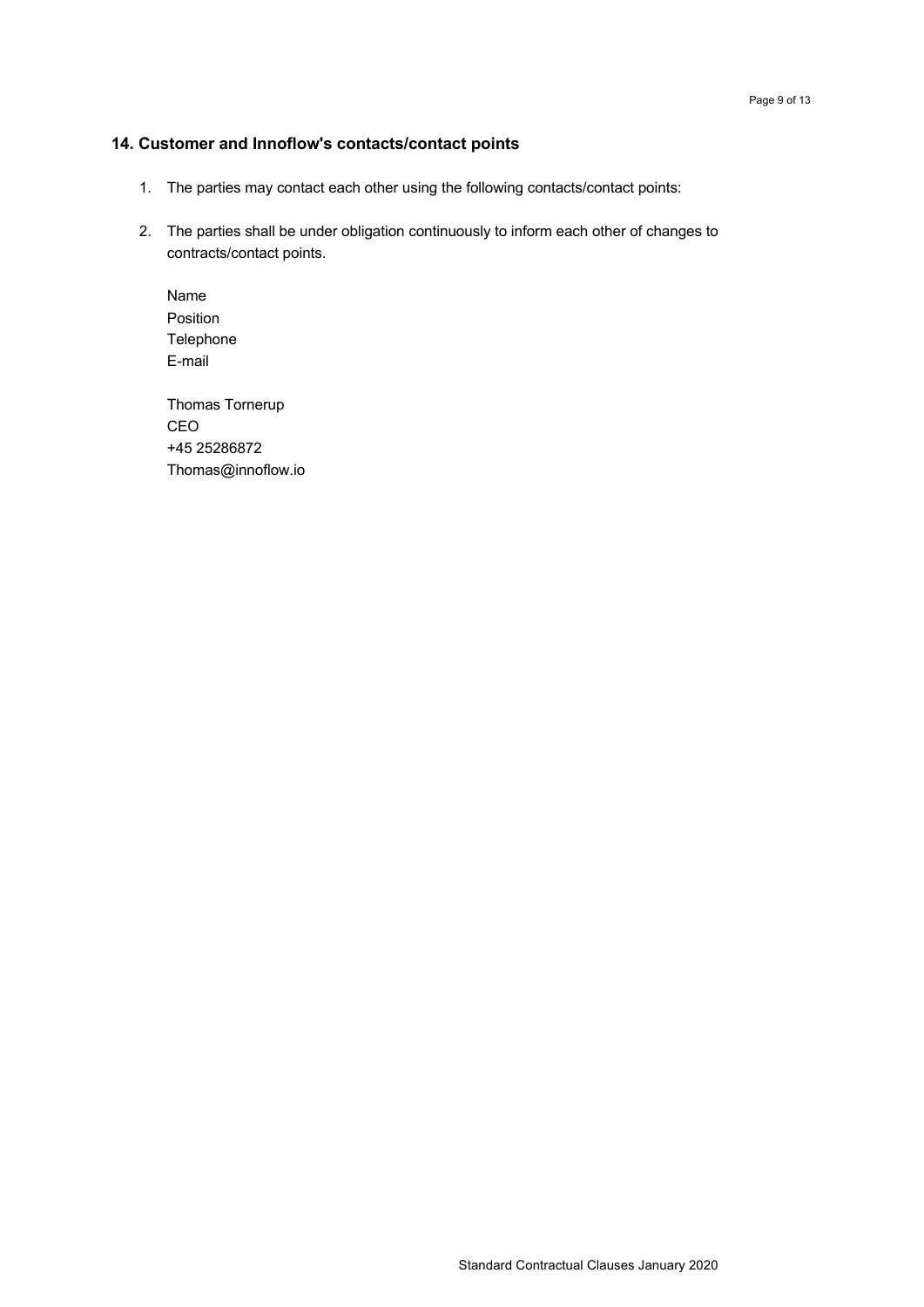## 14. Customer and Innoflow's contacts/contact points

1. The parties may contact each other using the following contacts/contact points:
2. The parties shall be under obligation continuously to inform each other of changes to contracts/contact points.

   Name
   Position
   Telephone
   E-mail

   Thomas Tornerup
   CEO
   +45 25286872
   Thomas@innoflow.io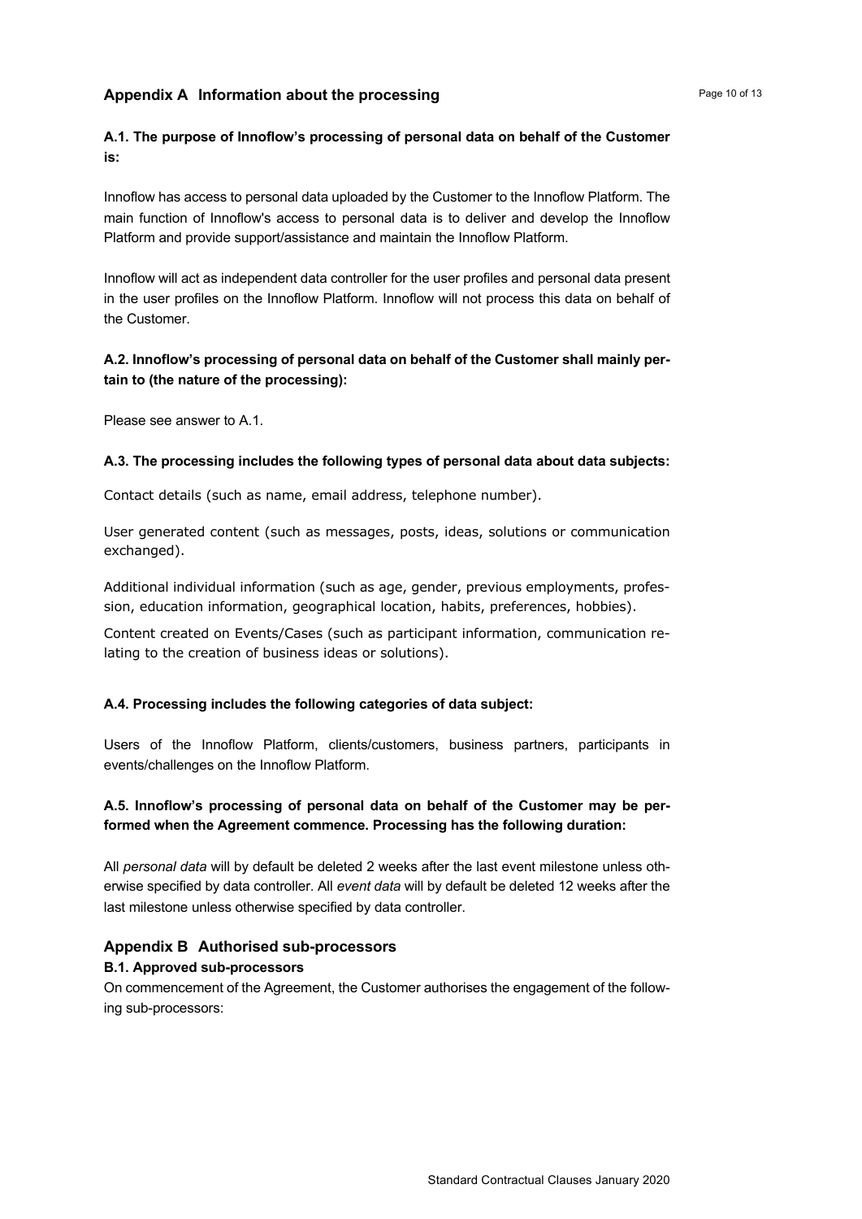## Appendix A Information about the processing

### A.1. The purpose of Innoflow's processing of personal data on behalf of the Customer is:

Innoflow has access to personal data uploaded by the Customer to the Innoflow Platform. The main function of Innoflow's access to personal data is to deliver and develop the Innoflow Platform and provide support/assistance and maintain the Innoflow Platform.

Innoflow will act as independent data controller for the user profiles and personal data present in the user profiles on the Innoflow Platform. Innoflow will not process this data on behalf of the Customer.

### A.2. Innoflow's processing of personal data on behalf of the Customer shall mainly pertain to (the nature of the processing):

Please see answer to A.1.

### A.3. The processing includes the following types of personal data about data subjects:

Contact details (such as name, email address, telephone number).

User generated content (such as messages, posts, ideas, solutions or communication exchanged).

Additional individual information (such as age, gender, previous employments, profession, education information, geographical location, habits, preferences, hobbies).

Content created on Events/Cases (such as participant information, communication relating to the creation of business ideas or solutions).

### A.4. Processing includes the following categories of data subject:

Users of the Innoflow Platform, clients/customers, business partners, participants in events/challenges on the Innoflow Platform.

### A.5. Innoflow's processing of personal data on behalf of the Customer may be performed when the Agreement commence. Processing has the following duration:

All *personal data* will by default be deleted 2 weeks after the last event milestone unless otherwise specified by data controller. All *event data* will by default be deleted 12 weeks after the last milestone unless otherwise specified by data controller.

## Appendix B Authorised sub-processors

### B.1. Approved sub-processors

On commencement of the Agreement, the Customer authorises the engagement of the following sub-processors: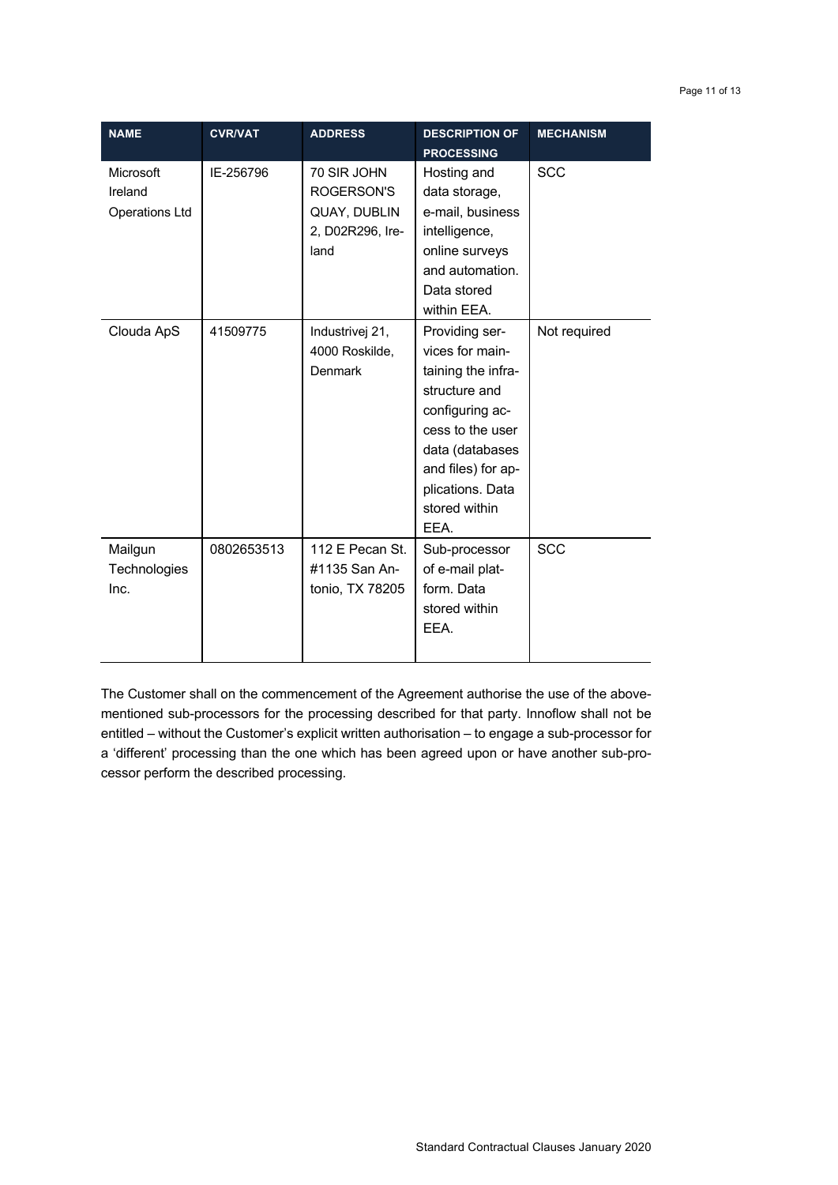| NAME | CVR/VAT | ADDRESS | DESCRIPTION OF PROCESSING | MECHANISM |
|---|---|---|---|---|
| Microsoft Ireland Operations Ltd | IE-256796 | 70 SIR JOHN ROGERSON'S QUAY, DUBLIN 2, D02R296, Ireland | Hosting and data storage, e-mail, business intelligence, online surveys and automation. Data stored within EEA. | SCC |
| Clouda ApS | 41509775 | Industrivej 21, 4000 Roskilde, Denmark | Providing services for maintaining the infrastructure and configuring access to the user data (databases and files) for applications. Data stored within EEA. | Not required |
| Mailgun Technologies Inc. | 0802653513 | 112 E Pecan St. #1135 San Antonio, TX 78205 | Sub-processor of e-mail platform. Data stored within EEA. | SCC |

The Customer shall on the commencement of the Agreement authorise the use of the above-mentioned sub-processors for the processing described for that party. Innoflow shall not be entitled – without the Customer's explicit written authorisation – to engage a sub-processor for a 'different' processing than the one which has been agreed upon or have another sub-processor perform the described processing.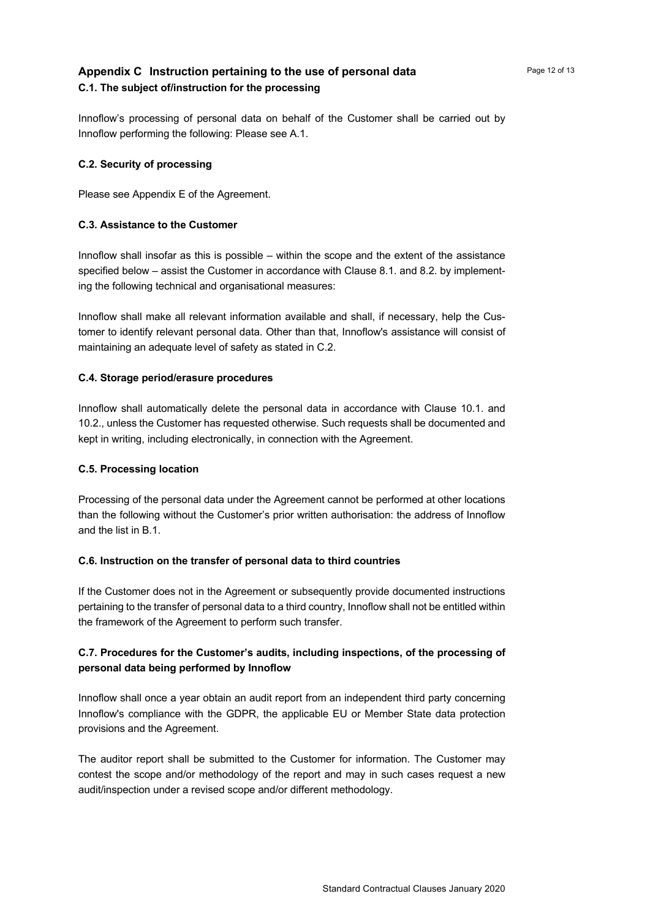## Appendix C Instruction pertaining to the use of personal data

### C.1. The subject of/instruction for the processing

Innoflow's processing of personal data on behalf of the Customer shall be carried out by Innoflow performing the following: Please see A.1.

### C.2. Security of processing

Please see Appendix E of the Agreement.

### C.3. Assistance to the Customer

Innoflow shall insofar as this is possible – within the scope and the extent of the assistance specified below – assist the Customer in accordance with Clause 8.1. and 8.2. by implementing the following technical and organisational measures:

Innoflow shall make all relevant information available and shall, if necessary, help the Customer to identify relevant personal data. Other than that, Innoflow's assistance will consist of maintaining an adequate level of safety as stated in C.2.

### C.4. Storage period/erasure procedures

Innoflow shall automatically delete the personal data in accordance with Clause 10.1. and 10.2., unless the Customer has requested otherwise. Such requests shall be documented and kept in writing, including electronically, in connection with the Agreement.

### C.5. Processing location

Processing of the personal data under the Agreement cannot be performed at other locations than the following without the Customer's prior written authorisation: the address of Innoflow and the list in B.1.

### C.6. Instruction on the transfer of personal data to third countries

If the Customer does not in the Agreement or subsequently provide documented instructions pertaining to the transfer of personal data to a third country, Innoflow shall not be entitled within the framework of the Agreement to perform such transfer.

### C.7. Procedures for the Customer's audits, including inspections, of the processing of personal data being performed by Innoflow

Innoflow shall once a year obtain an audit report from an independent third party concerning Innoflow's compliance with the GDPR, the applicable EU or Member State data protection provisions and the Agreement.

The auditor report shall be submitted to the Customer for information. The Customer may contest the scope and/or methodology of the report and may in such cases request a new audit/inspection under a revised scope and/or different methodology.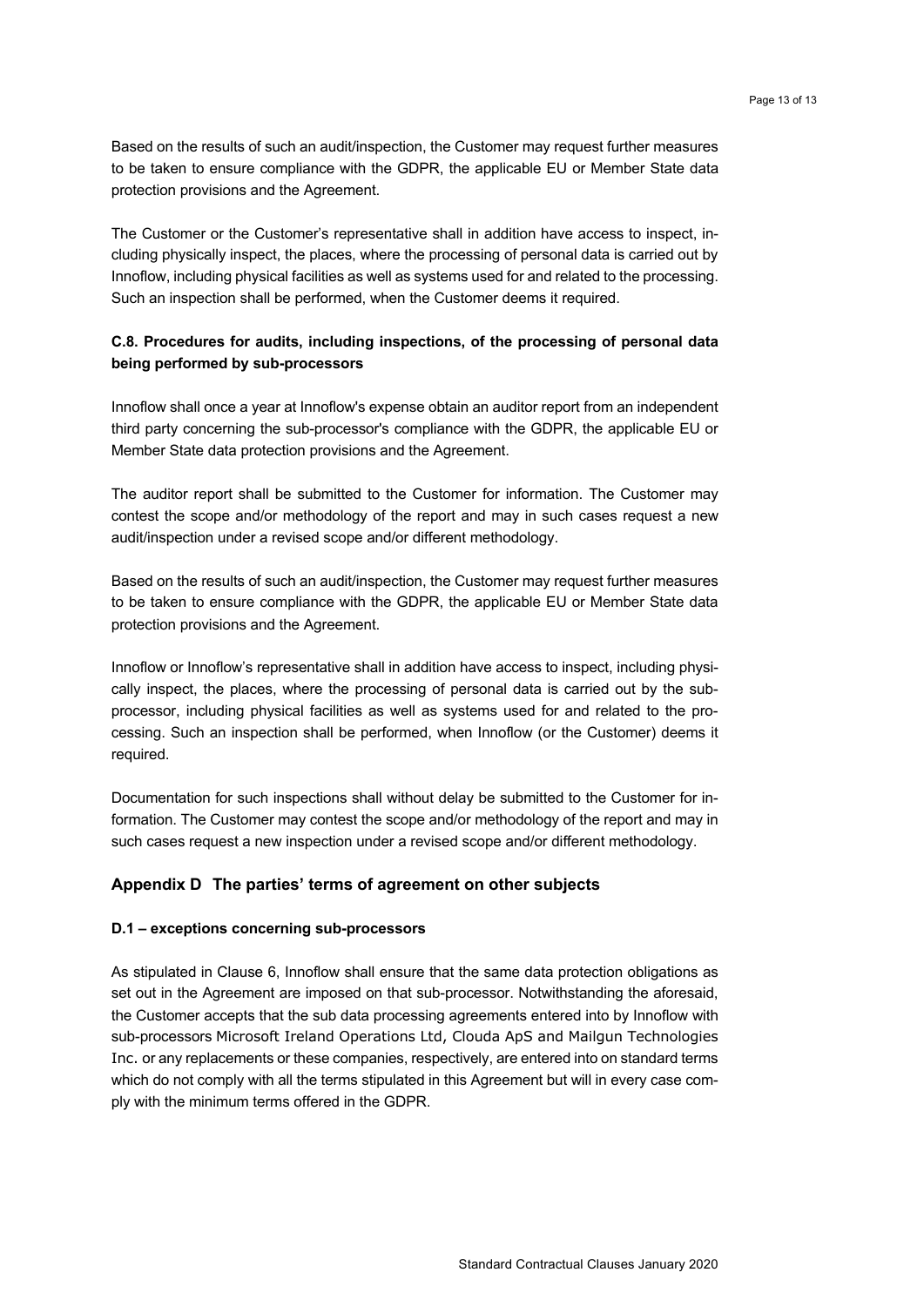Based on the results of such an audit/inspection, the Customer may request further measures to be taken to ensure compliance with the GDPR, the applicable EU or Member State data protection provisions and the Agreement.

The Customer or the Customer's representative shall in addition have access to inspect, including physically inspect, the places, where the processing of personal data is carried out by Innoflow, including physical facilities as well as systems used for and related to the processing. Such an inspection shall be performed, when the Customer deems it required.

**C.8. Procedures for audits, including inspections, of the processing of personal data being performed by sub-processors**

Innoflow shall once a year at Innoflow's expense obtain an auditor report from an independent third party concerning the sub-processor's compliance with the GDPR, the applicable EU or Member State data protection provisions and the Agreement.

The auditor report shall be submitted to the Customer for information. The Customer may contest the scope and/or methodology of the report and may in such cases request a new audit/inspection under a revised scope and/or different methodology.

Based on the results of such an audit/inspection, the Customer may request further measures to be taken to ensure compliance with the GDPR, the applicable EU or Member State data protection provisions and the Agreement.

Innoflow or Innoflow's representative shall in addition have access to inspect, including physically inspect, the places, where the processing of personal data is carried out by the sub-processor, including physical facilities as well as systems used for and related to the processing. Such an inspection shall be performed, when Innoflow (or the Customer) deems it required.

Documentation for such inspections shall without delay be submitted to the Customer for information. The Customer may contest the scope and/or methodology of the report and may in such cases request a new inspection under a revised scope and/or different methodology.

## Appendix D The parties' terms of agreement on other subjects

**D.1 – exceptions concerning sub-processors**

As stipulated in Clause 6, Innoflow shall ensure that the same data protection obligations as set out in the Agreement are imposed on that sub-processor. Notwithstanding the aforesaid, the Customer accepts that the sub data processing agreements entered into by Innoflow with sub-processors Microsoft Ireland Operations Ltd, Clouda ApS and Mailgun Technologies Inc. or any replacements or these companies, respectively, are entered into on standard terms which do not comply with all the terms stipulated in this Agreement but will in every case comply with the minimum terms offered in the GDPR.